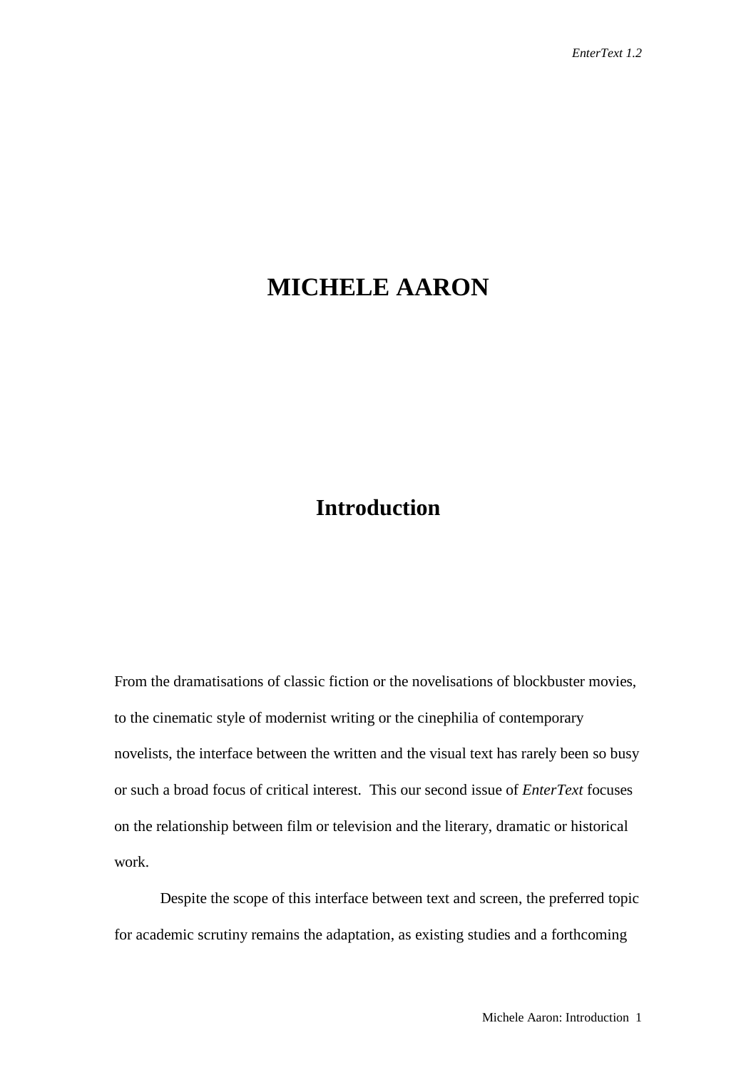# MICHELE AARON

## Introduction

From the dramatisations of classic fiction or the novelisations of blockbuster movies, to the cinematic style of modernist writing or the cinephilia of contemporary novelists, the interface between the written and the visual text has rarely been so busy or such a broad focus of critical interest. This our second issue of *EnterText* focuses on the relationship between film or television and the literary, dramatic or historical work.

Despite the scope of this interface between text and screen, the preferred topic for academic scrutiny remains the adaptation, as existing studies and a forthcoming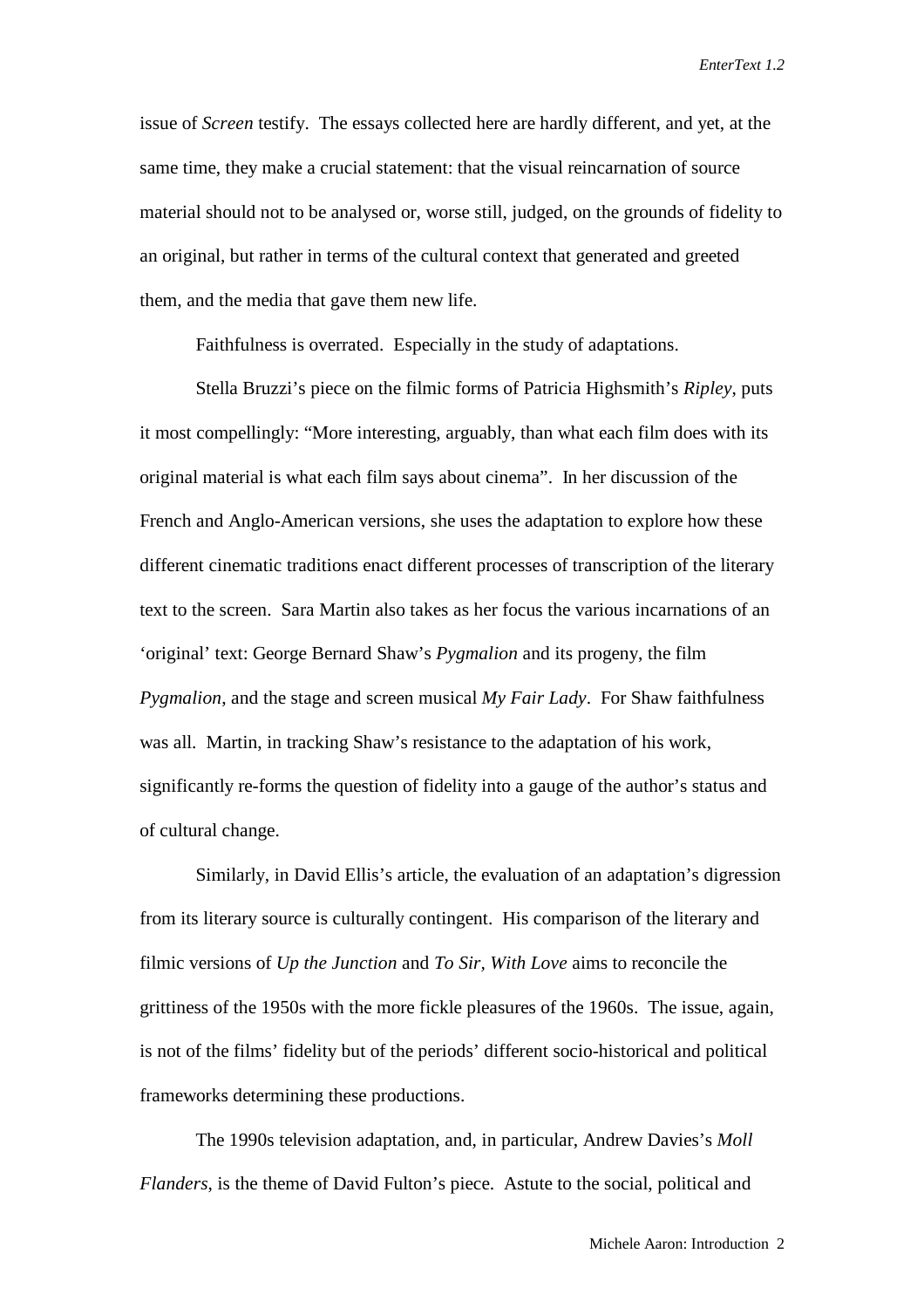issue of *Screen* testify. The essays collected here are hardly different, and yet, at the same time, they make a crucial statement: that the visual reincarnation of source material should not to be analysed or, worse still, judged, on the grounds of fidelity to an original, but rather in terms of the cultural context that generated and greeted them, and the media that gave them new life.

Faithfulness is overrated. Especially in the study of adaptations.

Stella Bruzzi's piece on the filmic forms of Patricia Highsmith's *Ripley*, puts it most compellingly: "More interesting, arguably, than what each film does with its original material is what each film says about cinema". In her discussion of the French and Anglo-American versions, she uses the adaptation to explore how these different cinematic traditions enact different processes of transcription of the literary text to the screen. Sara Martin also takes as her focus the various incarnations of an 'original' text: George Bernard Shaw's *Pygmalion* and its progeny, the film *Pygmalion*, and the stage and screen musical *My Fair Lady*. For Shaw faithfulness was all. Martin, in tracking Shaw's resistance to the adaptation of his work, significantly re-forms the question of fidelity into a gauge of the author's status and of cultural change.

Similarly, in David Ellis's article, the evaluation of an adaptation's digression from its literary source is culturally contingent. His comparison of the literary and filmic versions of *Up the Junction* and *To Sir, With Love* aims to reconcile the grittiness of the 1950s with the more fickle pleasures of the 1960s. The issue, again, is not of the films' fidelity but of the periods' different socio-historical and political frameworks determining these productions.

The 1990s television adaptation, and, in particular, Andrew Davies's *Moll Flanders*, is the theme of David Fulton's piece. Astute to the social, political and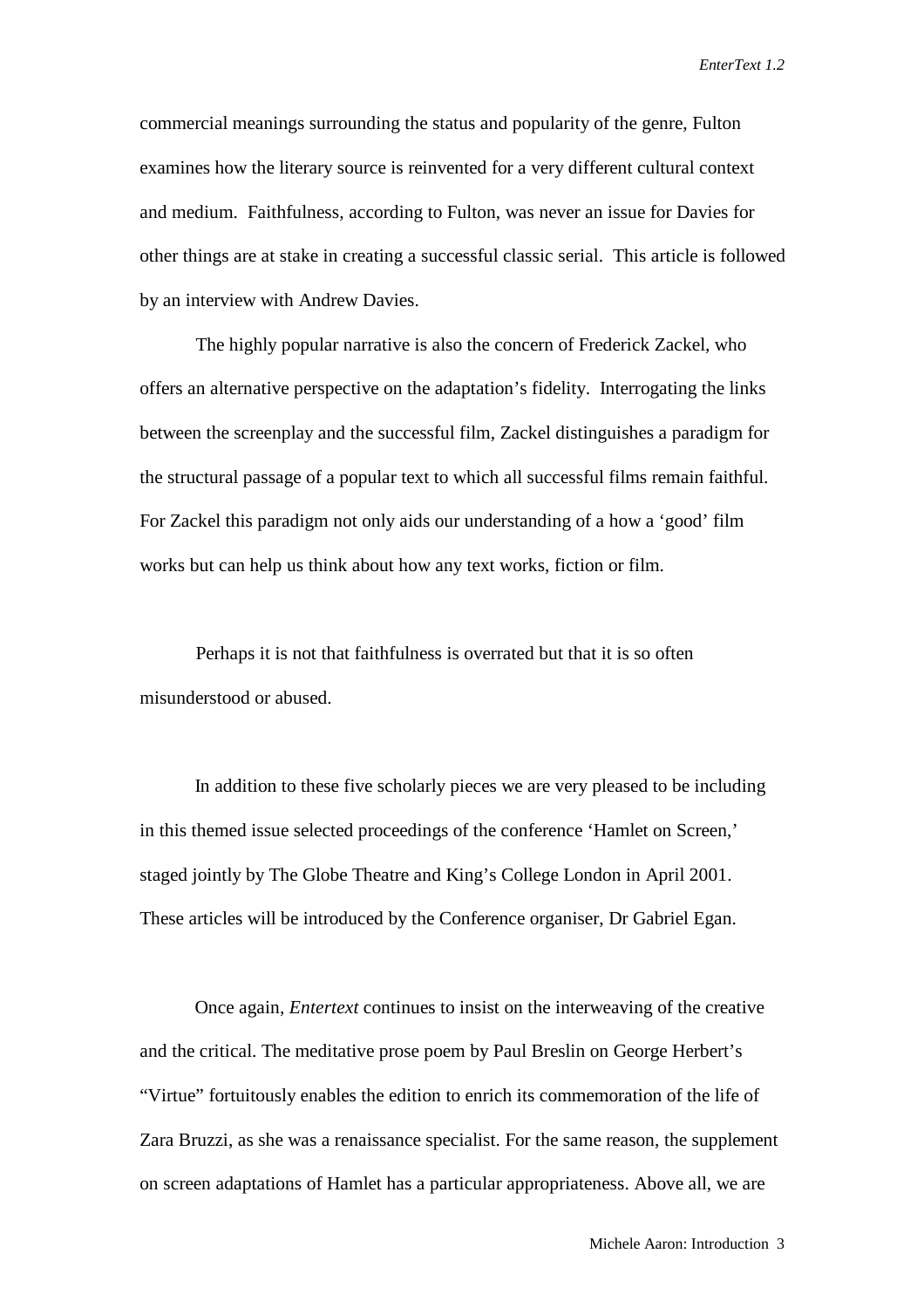commercial meanings surrounding the status and popularity of the genre, Fulton examines how the literary source is reinvented for a very different cultural context and medium. Faithfulness, according to Fulton, was never an issue for Davies for other things are at stake in creating a successful classic serial. This article is followed by an interview with Andrew Davies.

The highly popular narrative is also the concern of Frederick Zackel, who offers an alternative perspective on the adaptation's fidelity. Interrogating the links between the screenplay and the successful film, Zackel distinguishes a paradigm for the structural passage of a popular text to which all successful films remain faithful. For Zackel this paradigm not only aids our understanding of a how a 'good' film works but can help us think about how any text works, fiction or film.

Perhaps it is not that faithfulness is overrated but that it is so often misunderstood or abused.

In addition to these five scholarly pieces we are very pleased to be including in this themed issue selected proceedings of the conference 'Hamlet on Screen,' staged jointly by The Globe Theatre and King's College London in April 2001. These articles will be introduced by the Conference organiser, Dr Gabriel Egan.

Once again, *Entertext* continues to insist on the interweaving of the creative and the critical. The meditative prose poem by Paul Breslin on George Herbert's "Virtue" fortuitously enables the edition to enrich its commemoration of the life of Zara Bruzzi, as she was a renaissance specialist. For the same reason, the supplement on screen adaptations of Hamlet has a particular appropriateness. Above all, we are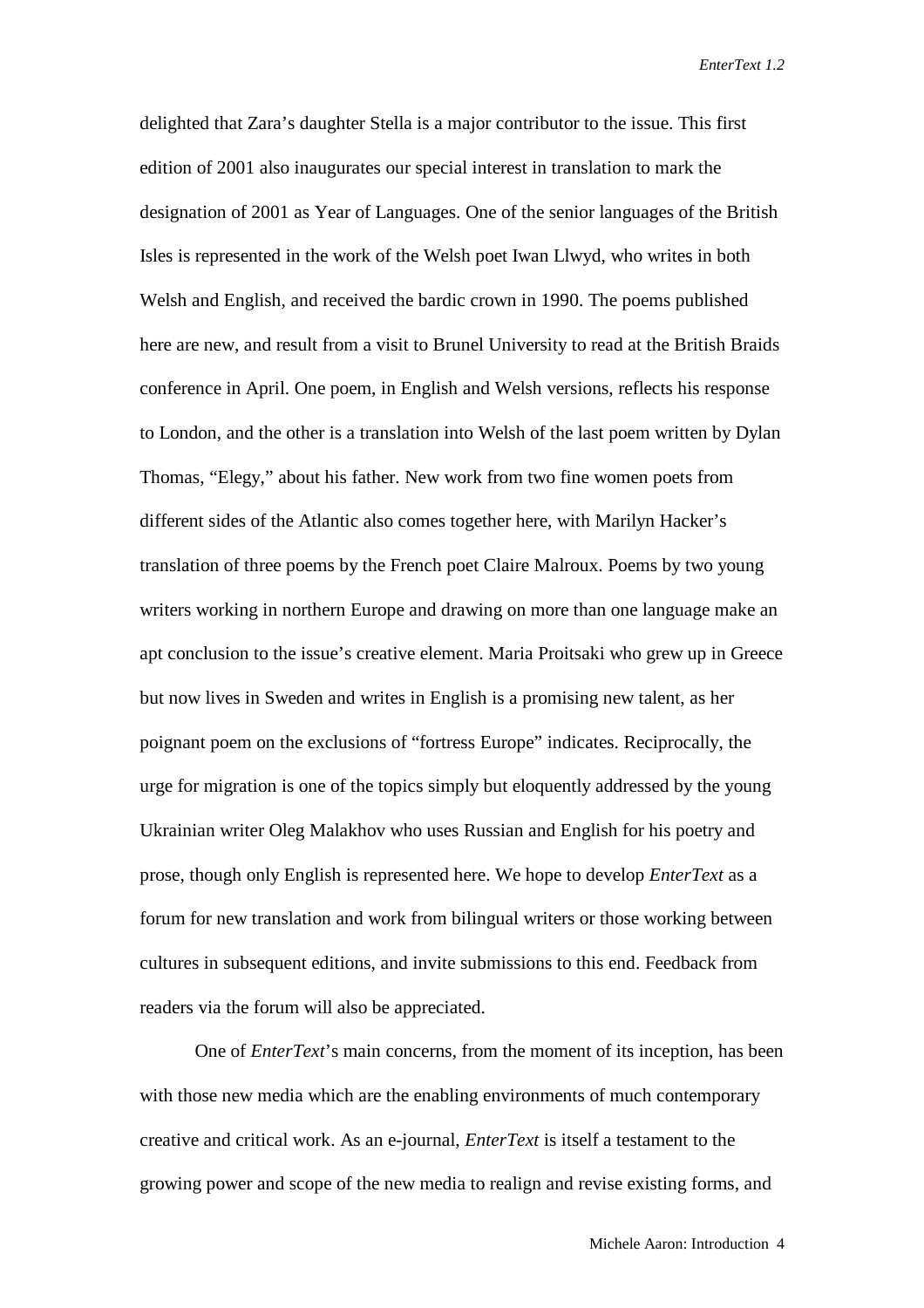delighted that Zara's daughter Stella is a major contributor to the issue. This first edition of 2001 also inaugurates our special interest in translation to mark the designation of 2001 as Year of Languages. One of the senior languages of the British Isles is represented in the work of the Welsh poet Iwan Llwyd, who writes in both Welsh and English, and received the bardic crown in 1990. The poems published here are new, and result from a visit to Brunel University to read at the British Braids conference in April. One poem, in English and Welsh versions, reflects his response to London, and the other is a translation into Welsh of the last poem written by Dylan Thomas, "Elegy," about his father. New work from two fine women poets from different sides of the Atlantic also comes together here, with Marilyn Hacker's translation of three poems by the French poet Claire Malroux. Poems by two young writers working in northern Europe and drawing on more than one language make an apt conclusion to the issue's creative element. Maria Proitsaki who grew up in Greece but now lives in Sweden and writes in English is a promising new talent, as her poignant poem on the exclusions of "fortress Europe" indicates. Reciprocally, the urge for migration is one of the topics simply but eloquently addressed by the young Ukrainian writer Oleg Malakhov who uses Russian and English for his poetry and prose, though only English is represented here. We hope to develop *EnterText* as a forum for new translation and work from bilingual writers or those working between cultures in subsequent editions, and invite submissions to this end. Feedback from readers via the forum will also be appreciated.

One of *EnterText*'s main concerns, from the moment of its inception, has been with those new media which are the enabling environments of much contemporary creative and critical work. As an e-journal, *EnterText* is itself a testament to the growing power and scope of the new media to realign and revise existing forms, and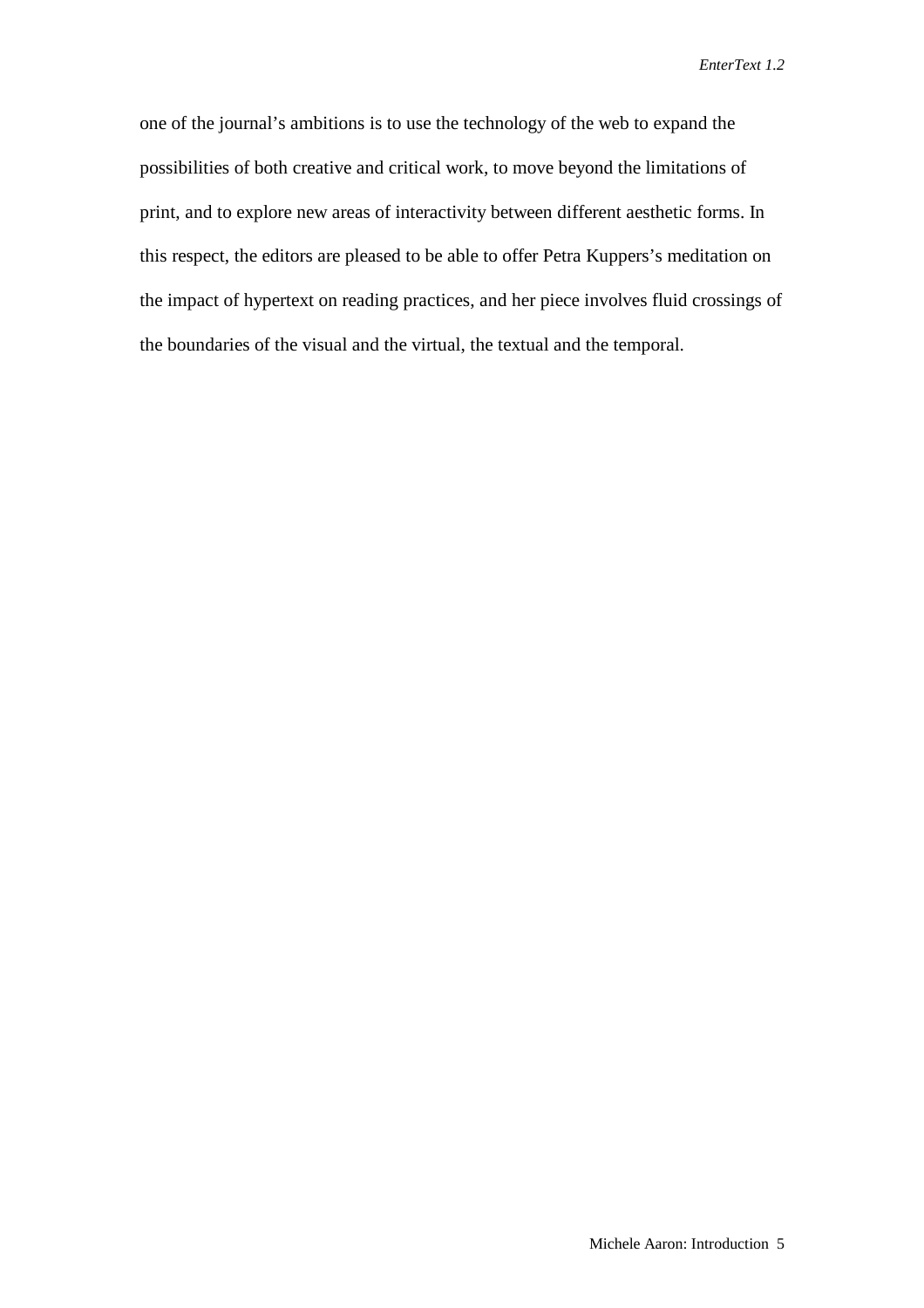one of the journal’s ambitions is to use the technology of the web to expand the possibilities of both creative and critical work, to move beyond the limitations of print, and to explore new areas of interactivity between different aesthetic forms. In this respect, the editors are pleased to be able to offer Petra Kuppers’s meditation on the impact of hypertext on reading practices, and her piece involves fluid crossings of the boundaries of the visual and the virtual, the textual and the temporal.